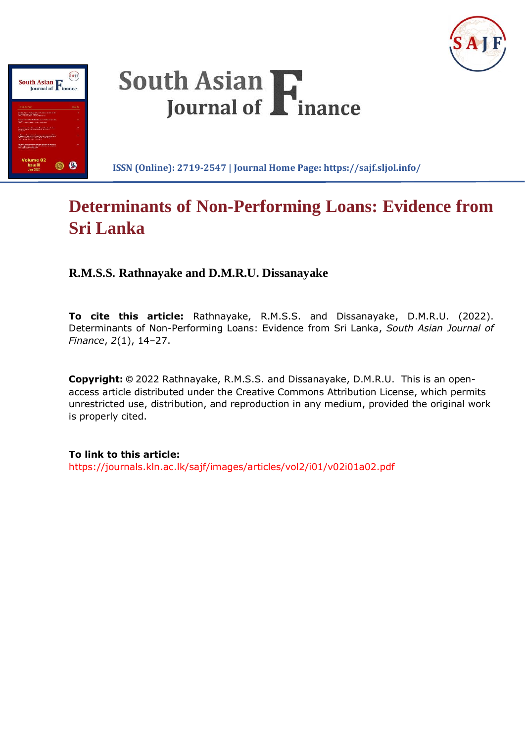# South Asian Journal of Finance

**ISSN (Online): 2719-2547 | Journal Home Page: https://sajf.sljol.info/**

# Determinants of Non-Performing Loans: Evidence from Sri Lanka

**R.M.S.S. Rathnayake and D.M.R.U. Dissanayake**

**To cite this article:** Rathnayake, R.M.S.S. and Dissanayake, D.M.R.U. (2022). Determinants of Non-Performing Loans: Evidence from Sri Lanka, *South Asian Journal of Finance*, *2*(1), 14–27.

**Copyright:** © 2022 Rathnayake, R.M.S.S. and Dissanayake, D.M.R.U. This is an open-access article distributed under the Creative Commons Attribution License, which permits unrestricted use, distribution, and reproduction in any medium, provided the original work is properly cited.

**To link to this article:**
https://journals.kln.ac.lk/sajf/images/articles/vol2/i01/v02i01a02.pdf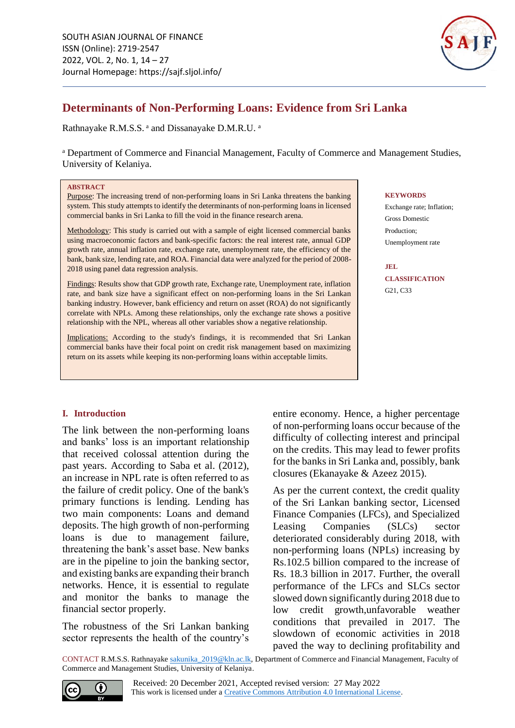# Determinants of Non-Performing Loans: Evidence from Sri Lanka

Rathnayake R.M.S.S. [a] and Dissanayake D.M.R.U. [a]

[a] Department of Commerce and Financial Management, Faculty of Commerce and Management Studies, University of Kelaniya.

**ABSTRACT**

Purpose: The increasing trend of non-performing loans in Sri Lanka threatens the banking system. This study attempts to identify the determinants of non-performing loans in licensed commercial banks in Sri Lanka to fill the void in the finance research arena.

Methodology: This study is carried out with a sample of eight licensed commercial banks using macroeconomic factors and bank-specific factors: the real interest rate, annual GDP growth rate, annual inflation rate, exchange rate, unemployment rate, the efficiency of the bank, bank size, lending rate, and ROA. Financial data were analyzed for the period of 2008-2018 using panel data regression analysis.

Findings: Results show that GDP growth rate, Exchange rate, Unemployment rate, inflation rate, and bank size have a significant effect on non-performing loans in the Sri Lankan banking industry. However, bank efficiency and return on asset (ROA) do not significantly correlate with NPLs. Among these relationships, only the exchange rate shows a positive relationship with the NPL, whereas all other variables show a negative relationship.

Implications: According to the study's findings, it is recommended that Sri Lankan commercial banks have their focal point on credit risk management based on maximizing return on its assets while keeping its non-performing loans within acceptable limits.

**KEYWORDS**

Exchange rate; Inflation; Gross Domestic Production; Unemployment rate

**JEL CLASSIFICATION**

G21, C33

## I. Introduction

The link between the non-performing loans and banks' loss is an important relationship that received colossal attention during the past years. According to Saba et al. (2012), an increase in NPL rate is often referred to as the failure of credit policy. One of the bank's primary functions is lending. Lending has two main components: Loans and demand deposits. The high growth of non-performing loans is due to management failure, threatening the bank's asset base. New banks are in the pipeline to join the banking sector, and existing banks are expanding their branch networks. Hence, it is essential to regulate and monitor the banks to manage the financial sector properly.

The robustness of the Sri Lankan banking sector represents the health of the country's entire economy. Hence, a higher percentage of non-performing loans occur because of the difficulty of collecting interest and principal on the credits. This may lead to fewer profits for the banks in Sri Lanka and, possibly, bank closures (Ekanayake & Azeez 2015).

As per the current context, the credit quality of the Sri Lankan banking sector, Licensed Finance Companies (LFCs), and Specialized Leasing Companies (SLCs) sector deteriorated considerably during 2018, with non-performing loans (NPLs) increasing by Rs.102.5 billion compared to the increase of Rs. 18.3 billion in 2017. Further, the overall performance of the LFCs and SLCs sector slowed down significantly during 2018 due to low credit growth,unfavorable weather conditions that prevailed in 2017. The slowdown of economic activities in 2018 paved the way to declining profitability and

CONTACT R.M.S.S. Rathnayake sakunika_2019@kln.ac.lk, Department of Commerce and Financial Management, Faculty of Commerce and Management Studies, University of Kelaniya.

Received: 20 December 2021, Accepted revised version: 27 May 2022

This work is licensed under a Creative Commons Attribution 4.0 International License.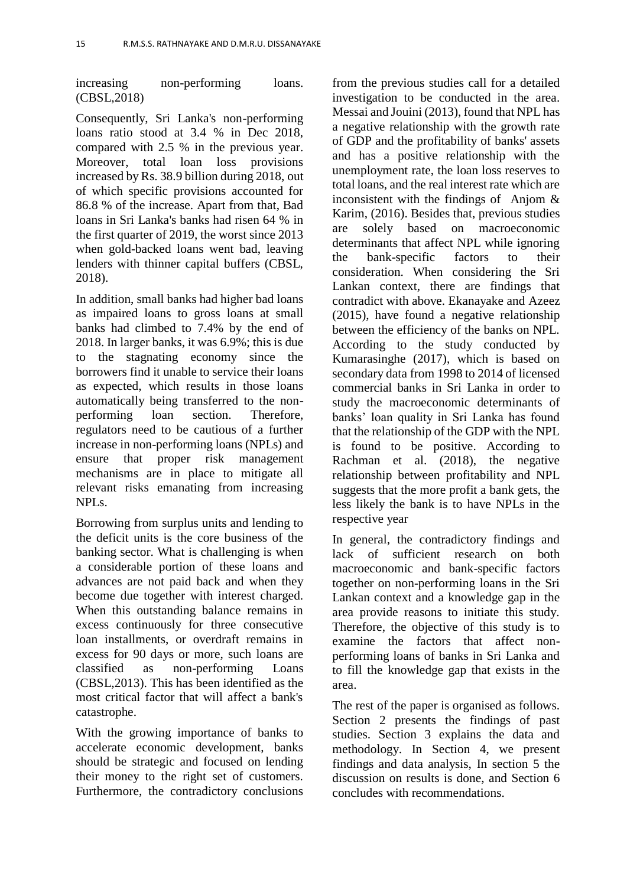increasing non-performing loans. (CBSL,2018)

Consequently, Sri Lanka's non-performing loans ratio stood at 3.4 % in Dec 2018, compared with 2.5 % in the previous year. Moreover, total loan loss provisions increased by Rs. 38.9 billion during 2018, out of which specific provisions accounted for 86.8 % of the increase. Apart from that, Bad loans in Sri Lanka's banks had risen 64 % in the first quarter of 2019, the worst since 2013 when gold-backed loans went bad, leaving lenders with thinner capital buffers (CBSL, 2018).

In addition, small banks had higher bad loans as impaired loans to gross loans at small banks had climbed to 7.4% by the end of 2018. In larger banks, it was 6.9%; this is due to the stagnating economy since the borrowers find it unable to service their loans as expected, which results in those loans automatically being transferred to the non-performing loan section. Therefore, regulators need to be cautious of a further increase in non-performing loans (NPLs) and ensure that proper risk management mechanisms are in place to mitigate all relevant risks emanating from increasing NPLs.

Borrowing from surplus units and lending to the deficit units is the core business of the banking sector. What is challenging is when a considerable portion of these loans and advances are not paid back and when they become due together with interest charged. When this outstanding balance remains in excess continuously for three consecutive loan installments, or overdraft remains in excess for 90 days or more, such loans are classified as non-performing Loans (CBSL,2013). This has been identified as the most critical factor that will affect a bank's catastrophe.

With the growing importance of banks to accelerate economic development, banks should be strategic and focused on lending their money to the right set of customers. Furthermore, the contradictory conclusions from the previous studies call for a detailed investigation to be conducted in the area. Messai and Jouini (2013), found that NPL has a negative relationship with the growth rate of GDP and the profitability of banks' assets and has a positive relationship with the unemployment rate, the loan loss reserves to total loans, and the real interest rate which are inconsistent with the findings of Anjom & Karim, (2016). Besides that, previous studies are solely based on macroeconomic determinants that affect NPL while ignoring the bank-specific factors to their consideration. When considering the Sri Lankan context, there are findings that contradict with above. Ekanayake and Azeez (2015), have found a negative relationship between the efficiency of the banks on NPL. According to the study conducted by Kumarasinghe (2017), which is based on secondary data from 1998 to 2014 of licensed commercial banks in Sri Lanka in order to study the macroeconomic determinants of banks' loan quality in Sri Lanka has found that the relationship of the GDP with the NPL is found to be positive. According to Rachman et al. (2018), the negative relationship between profitability and NPL suggests that the more profit a bank gets, the less likely the bank is to have NPLs in the respective year

In general, the contradictory findings and lack of sufficient research on both macroeconomic and bank-specific factors together on non-performing loans in the Sri Lankan context and a knowledge gap in the area provide reasons to initiate this study. Therefore, the objective of this study is to examine the factors that affect non-performing loans of banks in Sri Lanka and to fill the knowledge gap that exists in the area.

The rest of the paper is organised as follows. Section 2 presents the findings of past studies. Section 3 explains the data and methodology. In Section 4, we present findings and data analysis, In section 5 the discussion on results is done, and Section 6 concludes with recommendations.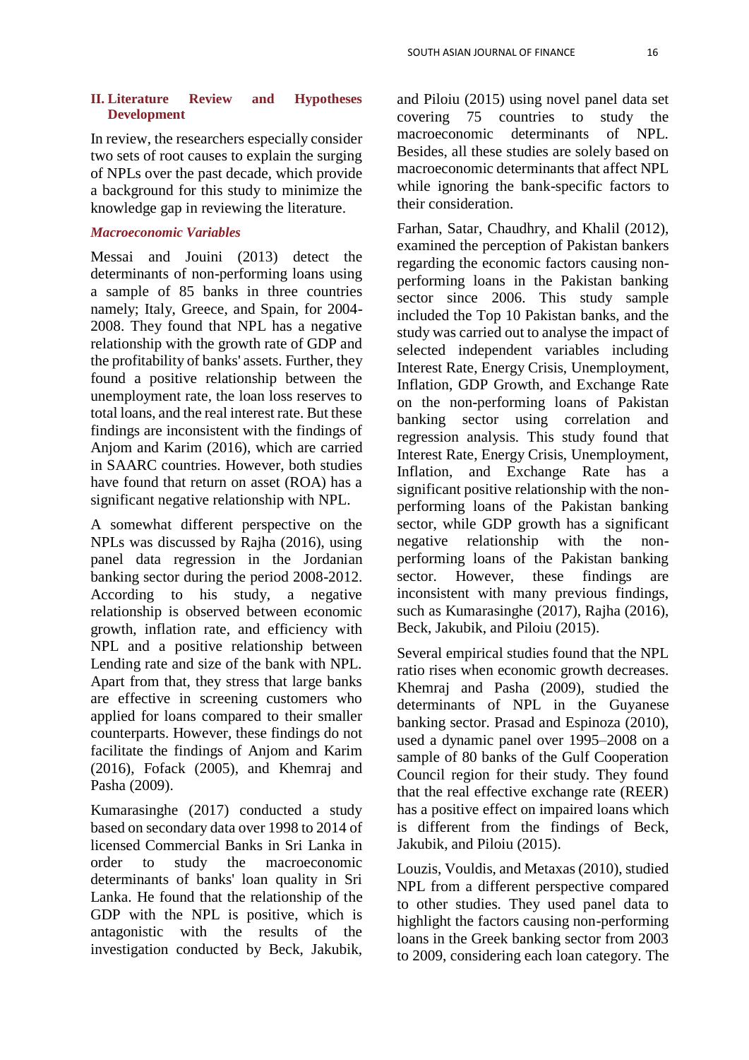## II. Literature Review and Hypotheses Development

In review, the researchers especially consider two sets of root causes to explain the surging of NPLs over the past decade, which provide a background for this study to minimize the knowledge gap in reviewing the literature.

### *Macroeconomic Variables*

Messai and Jouini (2013) detect the determinants of non-performing loans using a sample of 85 banks in three countries namely; Italy, Greece, and Spain, for 2004-2008. They found that NPL has a negative relationship with the growth rate of GDP and the profitability of banks' assets. Further, they found a positive relationship between the unemployment rate, the loan loss reserves to total loans, and the real interest rate. But these findings are inconsistent with the findings of Anjom and Karim (2016), which are carried in SAARC countries. However, both studies have found that return on asset (ROA) has a significant negative relationship with NPL.

A somewhat different perspective on the NPLs was discussed by Rajha (2016), using panel data regression in the Jordanian banking sector during the period 2008-2012. According to his study, a negative relationship is observed between economic growth, inflation rate, and efficiency with NPL and a positive relationship between Lending rate and size of the bank with NPL. Apart from that, they stress that large banks are effective in screening customers who applied for loans compared to their smaller counterparts. However, these findings do not facilitate the findings of Anjom and Karim (2016), Fofack (2005), and Khemraj and Pasha (2009).

Kumarasinghe (2017) conducted a study based on secondary data over 1998 to 2014 of licensed Commercial Banks in Sri Lanka in order to study the macroeconomic determinants of banks' loan quality in Sri Lanka. He found that the relationship of the GDP with the NPL is positive, which is antagonistic with the results of the investigation conducted by Beck, Jakubik, and Piloiu (2015) using novel panel data set covering 75 countries to study the macroeconomic determinants of NPL. Besides, all these studies are solely based on macroeconomic determinants that affect NPL while ignoring the bank-specific factors to their consideration.

Farhan, Satar, Chaudhry, and Khalil (2012), examined the perception of Pakistan bankers regarding the economic factors causing non-performing loans in the Pakistan banking sector since 2006. This study sample included the Top 10 Pakistan banks, and the study was carried out to analyse the impact of selected independent variables including Interest Rate, Energy Crisis, Unemployment, Inflation, GDP Growth, and Exchange Rate on the non-performing loans of Pakistan banking sector using correlation and regression analysis. This study found that Interest Rate, Energy Crisis, Unemployment, Inflation, and Exchange Rate has a significant positive relationship with the non-performing loans of the Pakistan banking sector, while GDP growth has a significant negative relationship with the non-performing loans of the Pakistan banking sector. However, these findings are inconsistent with many previous findings, such as Kumarasinghe (2017), Rajha (2016), Beck, Jakubik, and Piloiu (2015).

Several empirical studies found that the NPL ratio rises when economic growth decreases. Khemraj and Pasha (2009), studied the determinants of NPL in the Guyanese banking sector. Prasad and Espinoza (2010), used a dynamic panel over 1995–2008 on a sample of 80 banks of the Gulf Cooperation Council region for their study. They found that the real effective exchange rate (REER) has a positive effect on impaired loans which is different from the findings of Beck, Jakubik, and Piloiu (2015).

Louzis, Vouldis, and Metaxas (2010), studied NPL from a different perspective compared to other studies. They used panel data to highlight the factors causing non-performing loans in the Greek banking sector from 2003 to 2009, considering each loan category. The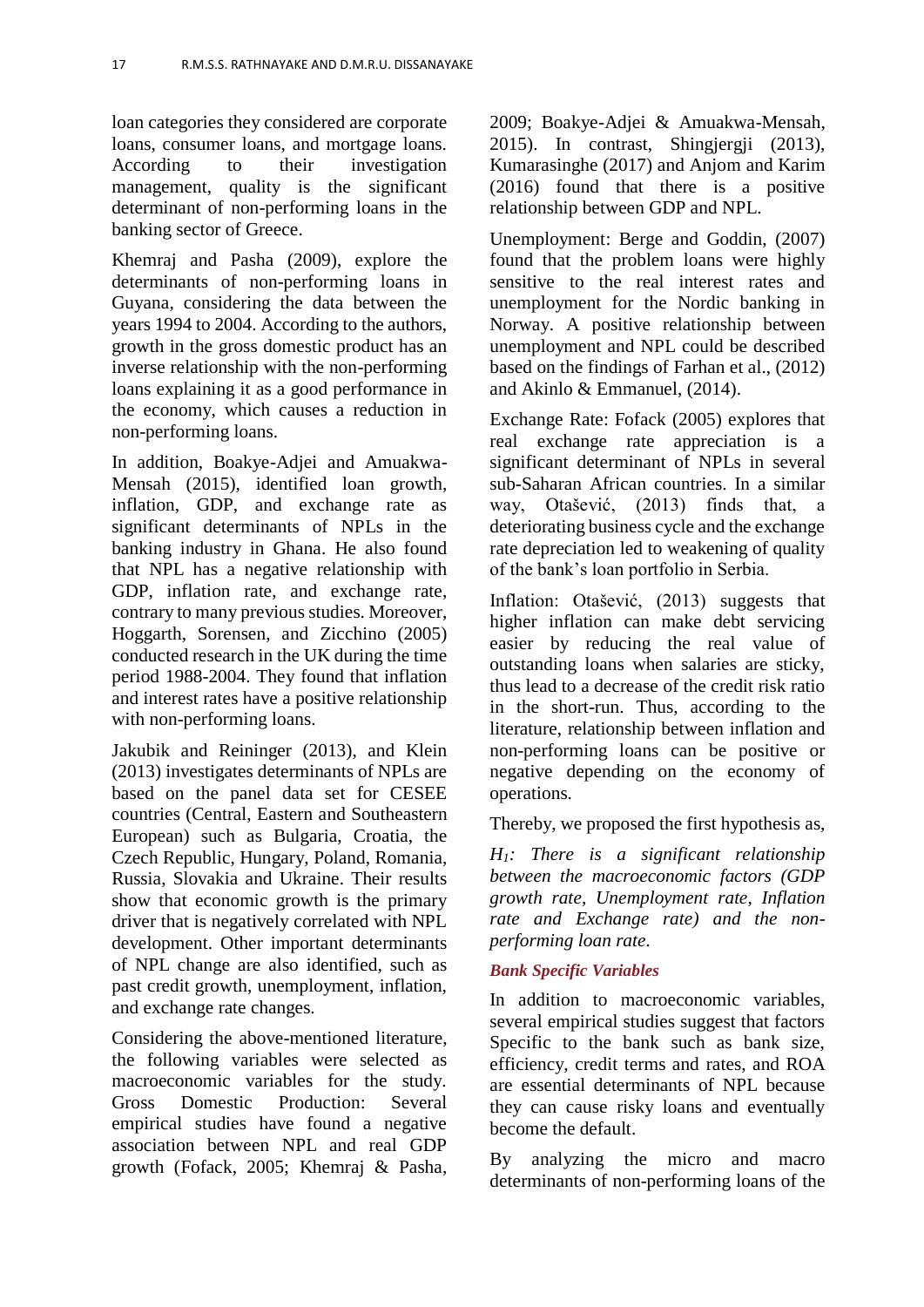loan categories they considered are corporate loans, consumer loans, and mortgage loans. According to their investigation management, quality is the significant determinant of non-performing loans in the banking sector of Greece.

Khemraj and Pasha (2009), explore the determinants of non-performing loans in Guyana, considering the data between the years 1994 to 2004. According to the authors, growth in the gross domestic product has an inverse relationship with the non-performing loans explaining it as a good performance in the economy, which causes a reduction in non-performing loans.

In addition, Boakye-Adjei and Amuakwa-Mensah (2015), identified loan growth, inflation, GDP, and exchange rate as significant determinants of NPLs in the banking industry in Ghana. He also found that NPL has a negative relationship with GDP, inflation rate, and exchange rate, contrary to many previous studies. Moreover, Hoggarth, Sorensen, and Zicchino (2005) conducted research in the UK during the time period 1988-2004. They found that inflation and interest rates have a positive relationship with non-performing loans.

Jakubik and Reininger (2013), and Klein (2013) investigates determinants of NPLs are based on the panel data set for CESEE countries (Central, Eastern and Southeastern European) such as Bulgaria, Croatia, the Czech Republic, Hungary, Poland, Romania, Russia, Slovakia and Ukraine. Their results show that economic growth is the primary driver that is negatively correlated with NPL development. Other important determinants of NPL change are also identified, such as past credit growth, unemployment, inflation, and exchange rate changes.

Considering the above-mentioned literature, the following variables were selected as macroeconomic variables for the study. Gross Domestic Production: Several empirical studies have found a negative association between NPL and real GDP growth (Fofack, 2005; Khemraj & Pasha, 2009; Boakye-Adjei & Amuakwa-Mensah, 2015). In contrast, Shingjergji (2013), Kumarasinghe (2017) and Anjom and Karim (2016) found that there is a positive relationship between GDP and NPL.

Unemployment: Berge and Goddin, (2007) found that the problem loans were highly sensitive to the real interest rates and unemployment for the Nordic banking in Norway. A positive relationship between unemployment and NPL could be described based on the findings of Farhan et al., (2012) and Akinlo & Emmanuel, (2014).

Exchange Rate: Fofack (2005) explores that real exchange rate appreciation is a significant determinant of NPLs in several sub-Saharan African countries. In a similar way, Otašević, (2013) finds that, a deteriorating business cycle and the exchange rate depreciation led to weakening of quality of the bank's loan portfolio in Serbia.

Inflation: Otašević, (2013) suggests that higher inflation can make debt servicing easier by reducing the real value of outstanding loans when salaries are sticky, thus lead to a decrease of the credit risk ratio in the short-run. Thus, according to the literature, relationship between inflation and non-performing loans can be positive or negative depending on the economy of operations.

Thereby, we proposed the first hypothesis as,

*$H_1$: There is a significant relationship between the macroeconomic factors (GDP growth rate, Unemployment rate, Inflation rate and Exchange rate) and the non-performing loan rate.*

### *Bank Specific Variables*

In addition to macroeconomic variables, several empirical studies suggest that factors Specific to the bank such as bank size, efficiency, credit terms and rates, and ROA are essential determinants of NPL because they can cause risky loans and eventually become the default.

By analyzing the micro and macro determinants of non-performing loans of the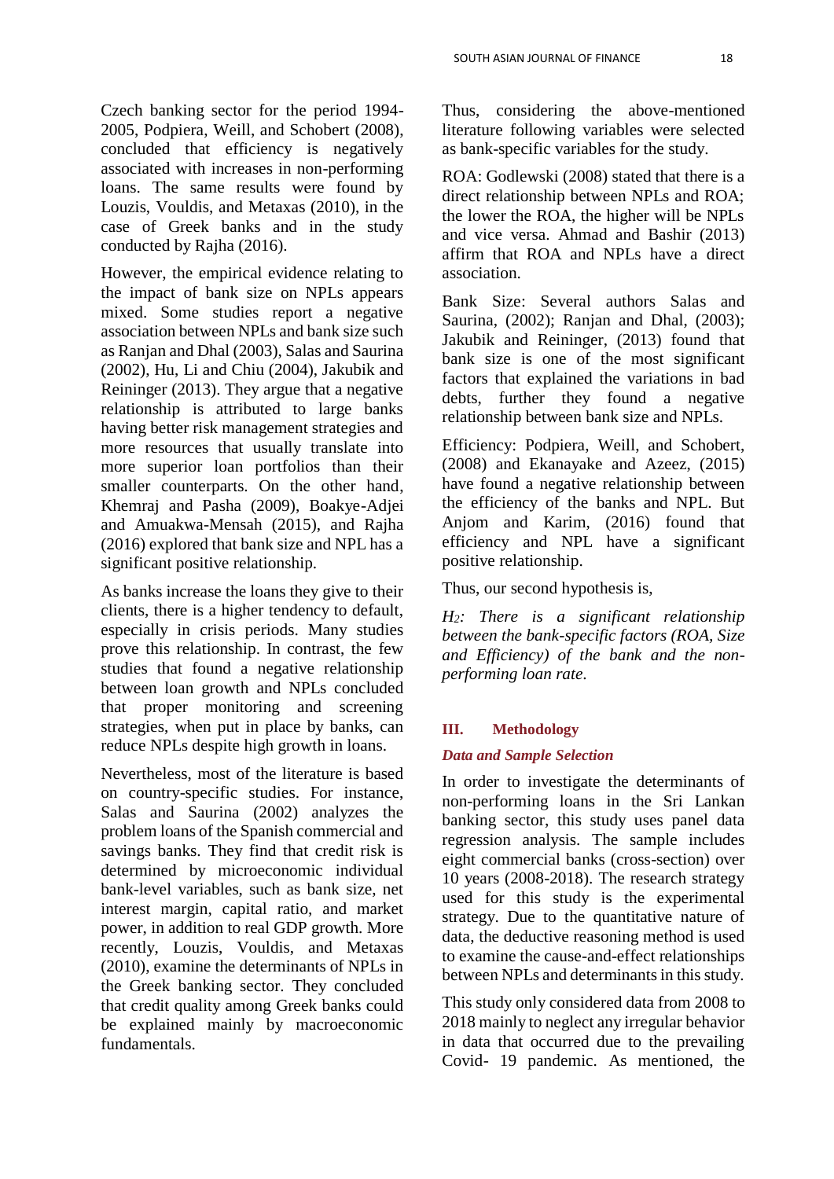Czech banking sector for the period 1994-2005, Podpiera, Weill, and Schobert (2008), concluded that efficiency is negatively associated with increases in non-performing loans. The same results were found by Louzis, Vouldis, and Metaxas (2010), in the case of Greek banks and in the study conducted by Rajha (2016).

However, the empirical evidence relating to the impact of bank size on NPLs appears mixed. Some studies report a negative association between NPLs and bank size such as Ranjan and Dhal (2003), Salas and Saurina (2002), Hu, Li and Chiu (2004), Jakubik and Reininger (2013). They argue that a negative relationship is attributed to large banks having better risk management strategies and more resources that usually translate into more superior loan portfolios than their smaller counterparts. On the other hand, Khemraj and Pasha (2009), Boakye-Adjei and Amuakwa-Mensah (2015), and Rajha (2016) explored that bank size and NPL has a significant positive relationship.

As banks increase the loans they give to their clients, there is a higher tendency to default, especially in crisis periods. Many studies prove this relationship. In contrast, the few studies that found a negative relationship between loan growth and NPLs concluded that proper monitoring and screening strategies, when put in place by banks, can reduce NPLs despite high growth in loans.

Nevertheless, most of the literature is based on country-specific studies. For instance, Salas and Saurina (2002) analyzes the problem loans of the Spanish commercial and savings banks. They find that credit risk is determined by microeconomic individual bank-level variables, such as bank size, net interest margin, capital ratio, and market power, in addition to real GDP growth. More recently, Louzis, Vouldis, and Metaxas (2010), examine the determinants of NPLs in the Greek banking sector. They concluded that credit quality among Greek banks could be explained mainly by macroeconomic fundamentals.

Thus, considering the above-mentioned literature following variables were selected as bank-specific variables for the study.

ROA: Godlewski (2008) stated that there is a direct relationship between NPLs and ROA; the lower the ROA, the higher will be NPLs and vice versa. Ahmad and Bashir (2013) affirm that ROA and NPLs have a direct association.

Bank Size: Several authors Salas and Saurina, (2002); Ranjan and Dhal, (2003); Jakubik and Reininger, (2013) found that bank size is one of the most significant factors that explained the variations in bad debts, further they found a negative relationship between bank size and NPLs.

Efficiency: Podpiera, Weill, and Schobert, (2008) and Ekanayake and Azeez, (2015) have found a negative relationship between the efficiency of the banks and NPL. But Anjom and Karim, (2016) found that efficiency and NPL have a significant positive relationship.

Thus, our second hypothesis is,

*$H_2$: There is a significant relationship between the bank-specific factors (ROA, Size and Efficiency) of the bank and the non-performing loan rate.*

## III. Methodology

### *Data and Sample Selection*

In order to investigate the determinants of non-performing loans in the Sri Lankan banking sector, this study uses panel data regression analysis. The sample includes eight commercial banks (cross-section) over 10 years (2008-2018). The research strategy used for this study is the experimental strategy. Due to the quantitative nature of data, the deductive reasoning method is used to examine the cause-and-effect relationships between NPLs and determinants in this study.

This study only considered data from 2008 to 2018 mainly to neglect any irregular behavior in data that occurred due to the prevailing Covid- 19 pandemic. As mentioned, the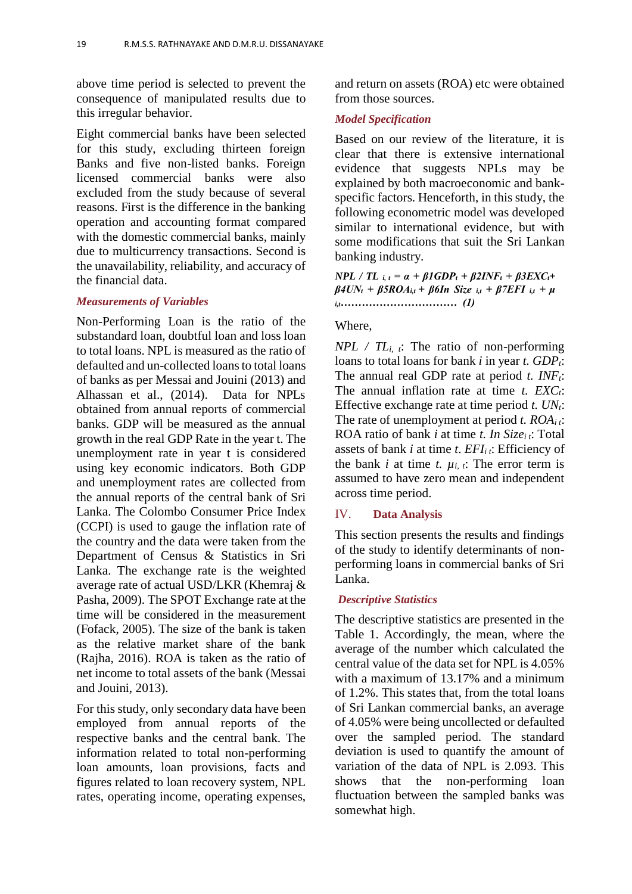above time period is selected to prevent the consequence of manipulated results due to this irregular behavior.

Eight commercial banks have been selected for this study, excluding thirteen foreign Banks and five non-listed banks. Foreign licensed commercial banks were also excluded from the study because of several reasons. First is the difference in the banking operation and accounting format compared with the domestic commercial banks, mainly due to multicurrency transactions. Second is the unavailability, reliability, and accuracy of the financial data.

### *Measurements of Variables*

Non-Performing Loan is the ratio of the substandard loan, doubtful loan and loss loan to total loans. NPL is measured as the ratio of defaulted and un-collected loans to total loans of banks as per Messai and Jouini (2013) and Alhassan et al., (2014). Data for NPLs obtained from annual reports of commercial banks. GDP will be measured as the annual growth in the real GDP Rate in the year t. The unemployment rate in year t is considered using key economic indicators. Both GDP and unemployment rates are collected from the annual reports of the central bank of Sri Lanka. The Colombo Consumer Price Index (CCPI) is used to gauge the inflation rate of the country and the data were taken from the Department of Census & Statistics in Sri Lanka. The exchange rate is the weighted average rate of actual USD/LKR (Khemraj & Pasha, 2009). The SPOT Exchange rate at the time will be considered in the measurement (Fofack, 2005). The size of the bank is taken as the relative market share of the bank (Rajha, 2016). ROA is taken as the ratio of net income to total assets of the bank (Messai and Jouini, 2013).

For this study, only secondary data have been employed from annual reports of the respective banks and the central bank. The information related to total non-performing loan amounts, loan provisions, facts and figures related to loan recovery system, NPL rates, operating income, operating expenses, and return on assets (ROA) etc were obtained from those sources.

### *Model Specification*

Based on our review of the literature, it is clear that there is extensive international evidence that suggests NPLs may be explained by both macroeconomic and bank-specific factors. Henceforth, in this study, the following econometric model was developed similar to international evidence, but with some modifications that suit the Sri Lankan banking industry.

$$NPL / TL_{i,t} = \alpha + \beta 1GDP_t + \beta 2INF_t + \beta 3EXC_t + \beta 4UN_t + \beta 5ROA_{i,t} + \beta 6In\ Size_{i,t} + \beta 7EFI_{i,t} + \mu_{i,t} \quad \text{.................................} \quad (1)$$

Where,

$NPL / TL_{i,t}$: The ratio of non-performing loans to total loans for bank $i$ in year $t$. $GDP_t$: The annual real GDP rate at period $t$. $INF_t$: The annual inflation rate at time $t$. $EXC_t$: Effective exchange rate at time period $t$. $UN_t$: The rate of unemployment at period $t$. $ROA_{i\,t}$: ROA ratio of bank $i$ at time $t$. $In\ Size_{i\,t}$: Total assets of bank $i$ at time $t$. $EFI_{i\,t}$: Efficiency of the bank $i$ at time $t$. $\mu_{i,t}$: The error term is assumed to have zero mean and independent across time period.

## IV. Data Analysis

This section presents the results and findings of the study to identify determinants of non-performing loans in commercial banks of Sri Lanka.

### *Descriptive Statistics*

The descriptive statistics are presented in the Table 1. Accordingly, the mean, where the average of the number which calculated the central value of the data set for NPL is 4.05% with a maximum of 13.17% and a minimum of 1.2%. This states that, from the total loans of Sri Lankan commercial banks, an average of 4.05% were being uncollected or defaulted over the sampled period. The standard deviation is used to quantify the amount of variation of the data of NPL is 2.093. This shows that the non-performing loan fluctuation between the sampled banks was somewhat high.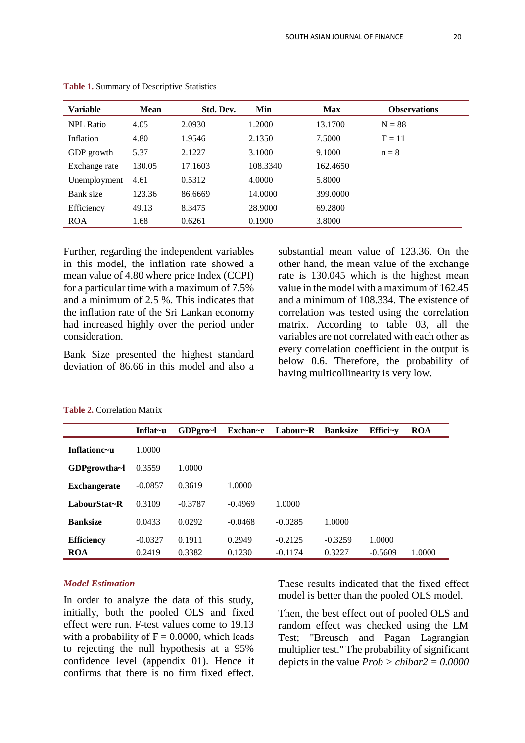**Table 1.** Summary of Descriptive Statistics

| Variable | Mean | Std. Dev. | Min | Max | Observations |
|---|---|---|---|---|---|
| NPL Ratio | 4.05 | 2.0930 | 1.2000 | 13.1700 | N = 88 |
| Inflation | 4.80 | 1.9546 | 2.1350 | 7.5000 | T = 11 |
| GDP growth | 5.37 | 2.1227 | 3.1000 | 9.1000 | n = 8 |
| Exchange rate | 130.05 | 17.1603 | 108.3340 | 162.4650 | |
| Unemployment | 4.61 | 0.5312 | 4.0000 | 5.8000 | |
| Bank size | 123.36 | 86.6669 | 14.0000 | 399.0000 | |
| Efficiency | 49.13 | 8.3475 | 28.9000 | 69.2800 | |
| ROA | 1.68 | 0.6261 | 0.1900 | 3.8000 | |

Further, regarding the independent variables in this model, the inflation rate showed a mean value of 4.80 where price Index (CCPI) for a particular time with a maximum of 7.5% and a minimum of 2.5 %. This indicates that the inflation rate of the Sri Lankan economy had increased highly over the period under consideration.

Bank Size presented the highest standard deviation of 86.66 in this model and also a substantial mean value of 123.36. On the other hand, the mean value of the exchange rate is 130.045 which is the highest mean value in the model with a maximum of 162.45 and a minimum of 108.334. The existence of correlation was tested using the correlation matrix. According to table 03, all the variables are not correlated with each other as every correlation coefficient in the output is below 0.6. Therefore, the probability of having multicollinearity is very low.

**Table 2.** Correlation Matrix

| | Inflat~u | GDPgro~l | Exchan~e | Labour~R | Banksize | Effici~y | ROA |
|---|---|---|---|---|---|---|---|
| **Inflationc~u** | 1.0000 | | | | | | |
| **GDPgrowtha~l** | 0.3559 | 1.0000 | | | | | |
| **Exchangerate** | -0.0857 | 0.3619 | 1.0000 | | | | |
| **LabourStat~R** | 0.3109 | -0.3787 | -0.4969 | 1.0000 | | | |
| **Banksize** | 0.0433 | 0.0292 | -0.0468 | -0.0285 | 1.0000 | | |
| **Efficiency** | -0.0327 | 0.1911 | 0.2949 | -0.2125 | -0.3259 | 1.0000 | |
| **ROA** | 0.2419 | 0.3382 | 0.1230 | -0.1174 | 0.3227 | -0.5609 | 1.0000 |

### *Model Estimation*

In order to analyze the data of this study, initially, both the pooled OLS and fixed effect were run. F-test values come to 19.13 with a probability of F = 0.0000, which leads to rejecting the null hypothesis at a 95% confidence level (appendix 01). Hence it confirms that there is no firm fixed effect. These results indicated that the fixed effect model is better than the pooled OLS model.

Then, the best effect out of pooled OLS and random effect was checked using the LM Test; "Breusch and Pagan Lagrangian multiplier test." The probability of significant depicts in the value *Prob > chibar2 = 0.0000*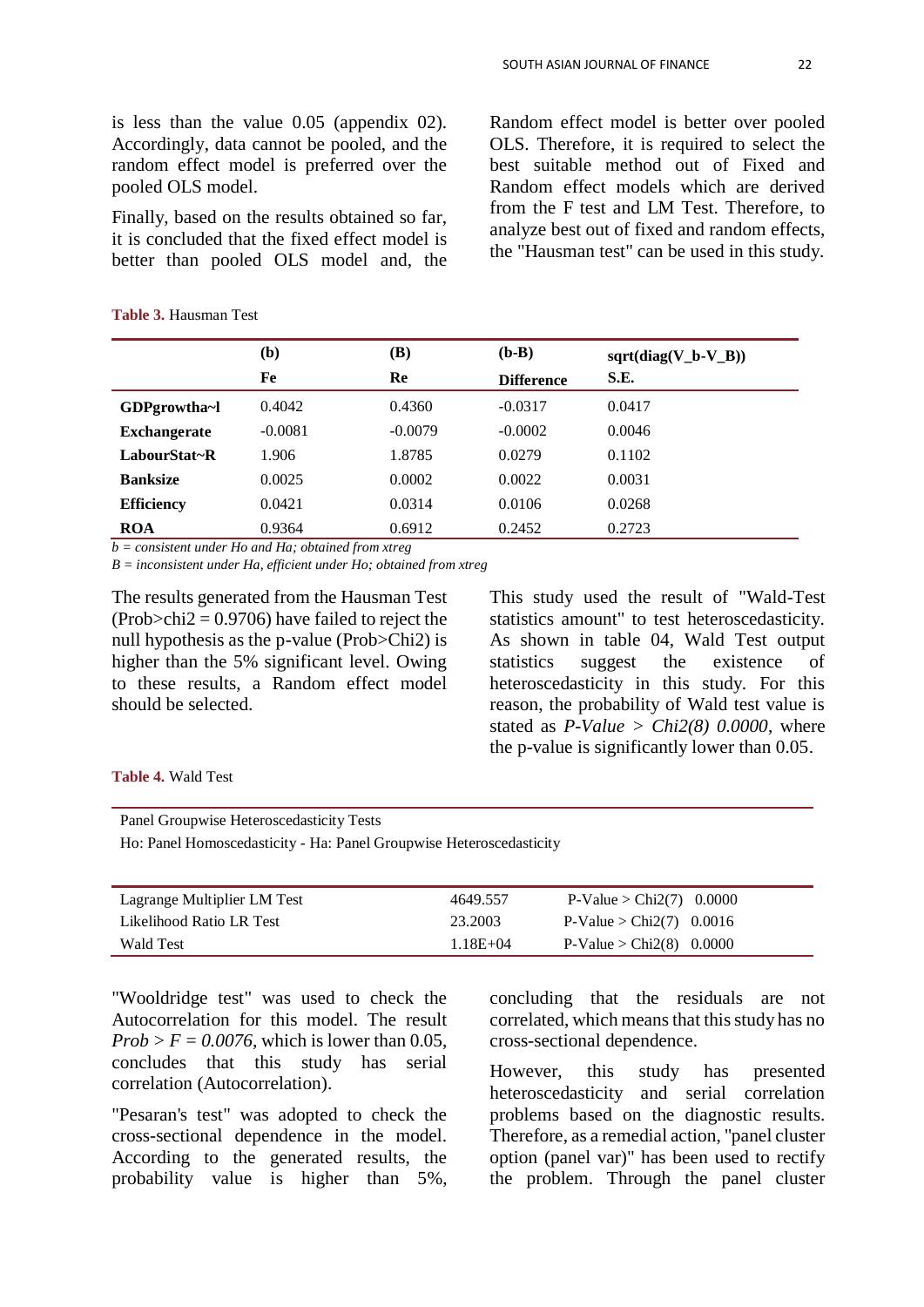is less than the value 0.05 (appendix 02). Accordingly, data cannot be pooled, and the random effect model is preferred over the pooled OLS model.

Finally, based on the results obtained so far, it is concluded that the fixed effect model is better than pooled OLS model and, the Random effect model is better over pooled OLS. Therefore, it is required to select the best suitable method out of Fixed and Random effect models which are derived from the F test and LM Test. Therefore, to analyze best out of fixed and random effects, the "Hausman test" can be used in this study.

**Table 3.** Hausman Test

| | **(b)** **Fe** | **(B)** **Re** | **(b-B)** **Difference** | **sqrt(diag(V_b-V_B))** **S.E.** |
|---|---|---|---|---|
| **GDPgrowtha~l** | 0.4042 | 0.4360 | -0.0317 | 0.0417 |
| **Exchangerate** | -0.0081 | -0.0079 | -0.0002 | 0.0046 |
| **LabourStat~R** | 1.906 | 1.8785 | 0.0279 | 0.1102 |
| **Banksize** | 0.0025 | 0.0002 | 0.0022 | 0.0031 |
| **Efficiency** | 0.0421 | 0.0314 | 0.0106 | 0.0268 |
| **ROA** | 0.9364 | 0.6912 | 0.2452 | 0.2723 |

*b = consistent under Ho and Ha; obtained from xtreg*

*B = inconsistent under Ha, efficient under Ho; obtained from xtreg*

The results generated from the Hausman Test (Prob>chi2 = 0.9706) have failed to reject the null hypothesis as the p-value (Prob>Chi2) is higher than the 5% significant level. Owing to these results, a Random effect model should be selected.

This study used the result of "Wald-Test statistics amount" to test heteroscedasticity. As shown in table 04, Wald Test output statistics suggest the existence of heteroscedasticity in this study. For this reason, the probability of Wald test value is stated as *P-Value > Chi2(8) 0.0000*, where the p-value is significantly lower than 0.05.

**Table 4.** Wald Test

Panel Groupwise Heteroscedasticity Tests

Ho: Panel Homoscedasticity - Ha: Panel Groupwise Heteroscedasticity

| | | |
|---|---|---|
| Lagrange Multiplier LM Test | 4649.557 | P-Value > Chi2(7) 0.0000 |
| Likelihood Ratio LR Test | 23.2003 | P-Value > Chi2(7) 0.0016 |
| Wald Test | 1.18E+04 | P-Value > Chi2(8) 0.0000 |

"Wooldridge test" was used to check the Autocorrelation for this model. The result *Prob > F = 0.0076*, which is lower than 0.05, concludes that this study has serial correlation (Autocorrelation).

"Pesaran's test" was adopted to check the cross-sectional dependence in the model. According to the generated results, the probability value is higher than 5%, concluding that the residuals are not correlated, which means that this study has no cross-sectional dependence.

However, this study has presented heteroscedasticity and serial correlation problems based on the diagnostic results. Therefore, as a remedial action, "panel cluster option (panel var)" has been used to rectify the problem. Through the panel cluster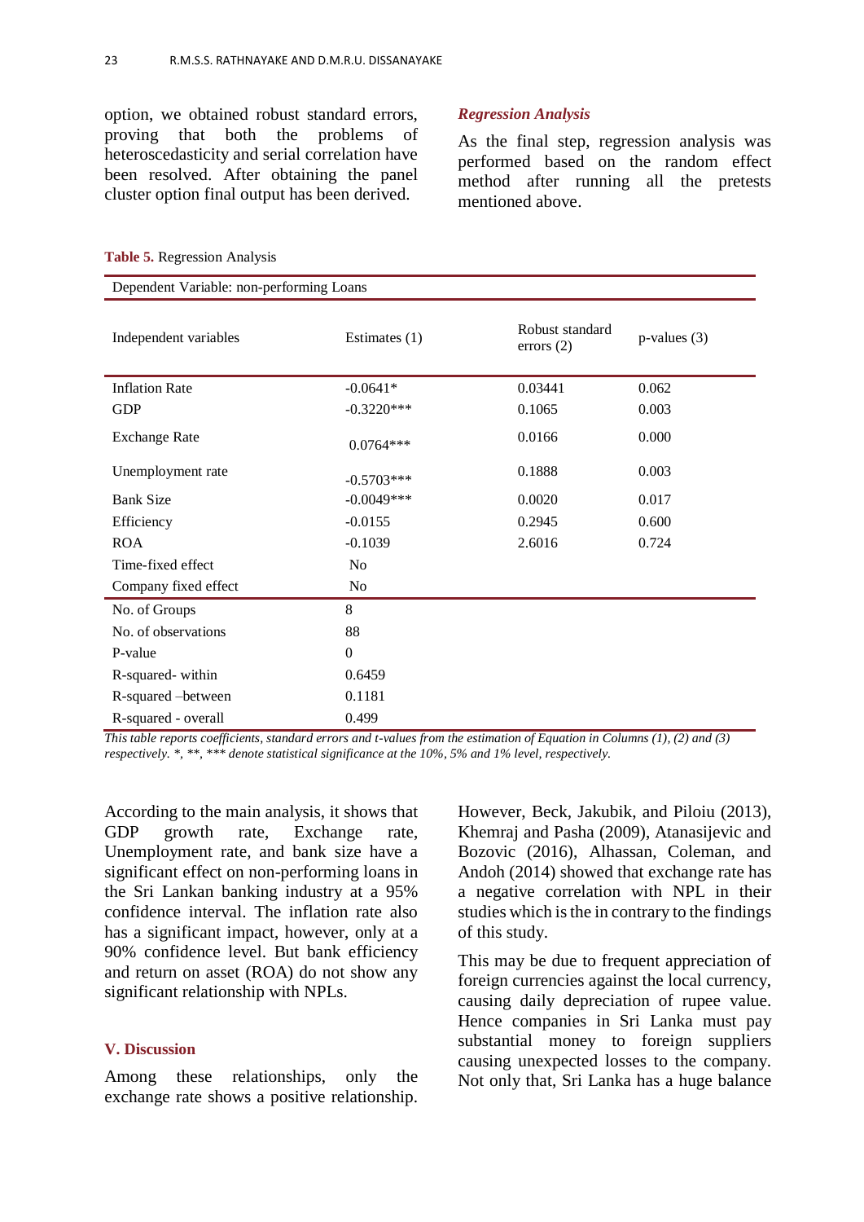option, we obtained robust standard errors, proving that both the problems of heteroscedasticity and serial correlation have been resolved. After obtaining the panel cluster option final output has been derived.

### *Regression Analysis*

As the final step, regression analysis was performed based on the random effect method after running all the pretests mentioned above.

**Table 5.** Regression Analysis

| Dependent Variable: non-performing Loans | | | |
|---|---|---|---|
| Independent variables | Estimates (1) | Robust standard errors (2) | p-values (3) |
| Inflation Rate | -0.0641* | 0.03441 | 0.062 |
| GDP | -0.3220*** | 0.1065 | 0.003 |
| Exchange Rate | 0.0764*** | 0.0166 | 0.000 |
| Unemployment rate | -0.5703*** | 0.1888 | 0.003 |
| Bank Size | -0.0049*** | 0.0020 | 0.017 |
| Efficiency | -0.0155 | 0.2945 | 0.600 |
| ROA | -0.1039 | 2.6016 | 0.724 |
| Time-fixed effect | No | | |
| Company fixed effect | No | | |
| No. of Groups | 8 | | |
| No. of observations | 88 | | |
| P-value | 0 | | |
| R-squared- within | 0.6459 | | |
| R-squared –between | 0.1181 | | |
| R-squared - overall | 0.499 | | |

*This table reports coefficients, standard errors and t-values from the estimation of Equation in Columns (1), (2) and (3) respectively. *, **, *** denote statistical significance at the 10%, 5% and 1% level, respectively.*

According to the main analysis, it shows that GDP growth rate, Exchange rate, Unemployment rate, and bank size have a significant effect on non-performing loans in the Sri Lankan banking industry at a 95% confidence interval. The inflation rate also has a significant impact, however, only at a 90% confidence level. But bank efficiency and return on asset (ROA) do not show any significant relationship with NPLs.

## V. Discussion

Among these relationships, only the exchange rate shows a positive relationship. However, Beck, Jakubik, and Piloiu (2013), Khemraj and Pasha (2009), Atanasijevic and Bozovic (2016), Alhassan, Coleman, and Andoh (2014) showed that exchange rate has a negative correlation with NPL in their studies which is the in contrary to the findings of this study.

This may be due to frequent appreciation of foreign currencies against the local currency, causing daily depreciation of rupee value. Hence companies in Sri Lanka must pay substantial money to foreign suppliers causing unexpected losses to the company. Not only that, Sri Lanka has a huge balance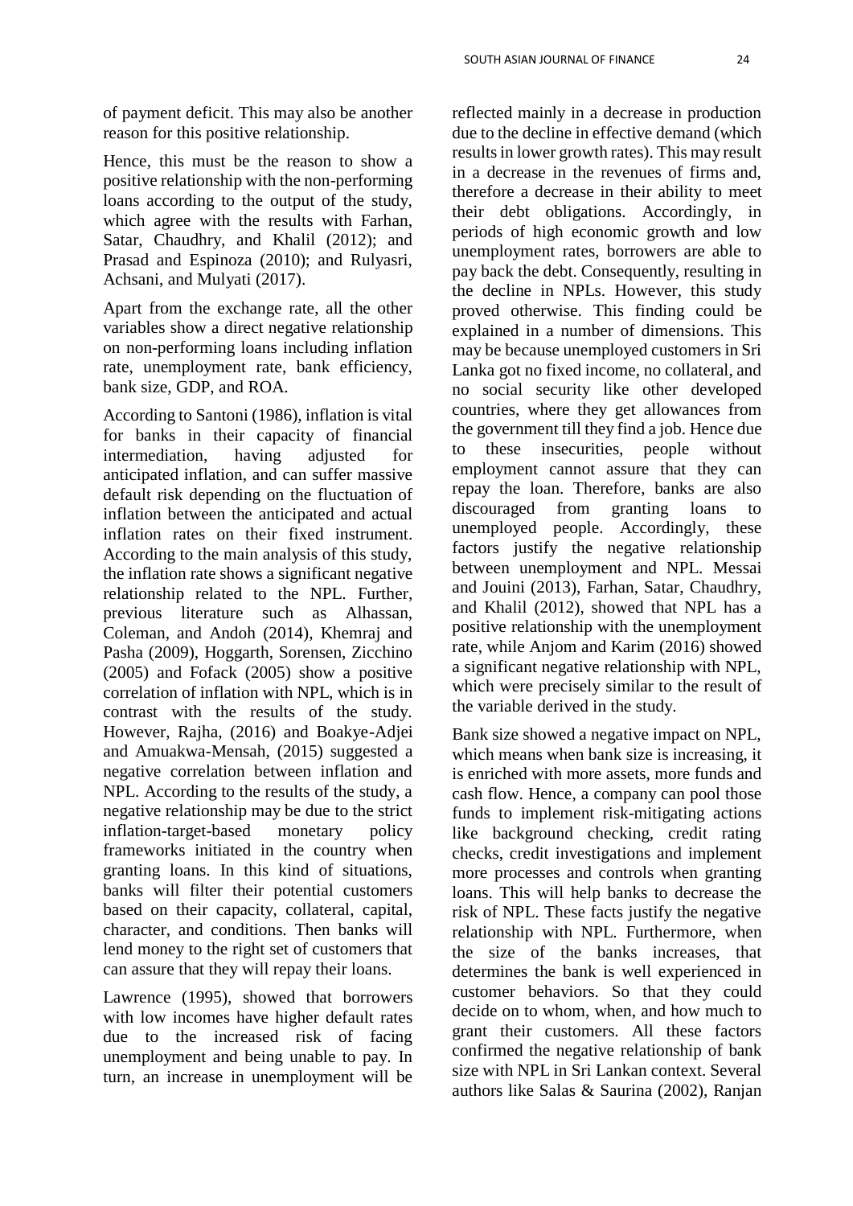of payment deficit. This may also be another reason for this positive relationship.

Hence, this must be the reason to show a positive relationship with the non-performing loans according to the output of the study, which agree with the results with Farhan, Satar, Chaudhry, and Khalil (2012); and Prasad and Espinoza (2010); and Rulyasri, Achsani, and Mulyati (2017).

Apart from the exchange rate, all the other variables show a direct negative relationship on non-performing loans including inflation rate, unemployment rate, bank efficiency, bank size, GDP, and ROA.

According to Santoni (1986), inflation is vital for banks in their capacity of financial intermediation, having adjusted for anticipated inflation, and can suffer massive default risk depending on the fluctuation of inflation between the anticipated and actual inflation rates on their fixed instrument. According to the main analysis of this study, the inflation rate shows a significant negative relationship related to the NPL. Further, previous literature such as Alhassan, Coleman, and Andoh (2014), Khemraj and Pasha (2009), Hoggarth, Sorensen, Zicchino (2005) and Fofack (2005) show a positive correlation of inflation with NPL, which is in contrast with the results of the study. However, Rajha, (2016) and Boakye-Adjei and Amuakwa-Mensah, (2015) suggested a negative correlation between inflation and NPL. According to the results of the study, a negative relationship may be due to the strict inflation-target-based monetary policy frameworks initiated in the country when granting loans. In this kind of situations, banks will filter their potential customers based on their capacity, collateral, capital, character, and conditions. Then banks will lend money to the right set of customers that can assure that they will repay their loans.

Lawrence (1995), showed that borrowers with low incomes have higher default rates due to the increased risk of facing unemployment and being unable to pay. In turn, an increase in unemployment will be reflected mainly in a decrease in production due to the decline in effective demand (which results in lower growth rates). This may result in a decrease in the revenues of firms and, therefore a decrease in their ability to meet their debt obligations. Accordingly, in periods of high economic growth and low unemployment rates, borrowers are able to pay back the debt. Consequently, resulting in the decline in NPLs. However, this study proved otherwise. This finding could be explained in a number of dimensions. This may be because unemployed customers in Sri Lanka got no fixed income, no collateral, and no social security like other developed countries, where they get allowances from the government till they find a job. Hence due to these insecurities, people without employment cannot assure that they can repay the loan. Therefore, banks are also discouraged from granting loans to unemployed people. Accordingly, these factors justify the negative relationship between unemployment and NPL. Messai and Jouini (2013), Farhan, Satar, Chaudhry, and Khalil (2012), showed that NPL has a positive relationship with the unemployment rate, while Anjom and Karim (2016) showed a significant negative relationship with NPL, which were precisely similar to the result of the variable derived in the study.

Bank size showed a negative impact on NPL, which means when bank size is increasing, it is enriched with more assets, more funds and cash flow. Hence, a company can pool those funds to implement risk-mitigating actions like background checking, credit rating checks, credit investigations and implement more processes and controls when granting loans. This will help banks to decrease the risk of NPL. These facts justify the negative relationship with NPL. Furthermore, when the size of the banks increases, that determines the bank is well experienced in customer behaviors. So that they could decide on to whom, when, and how much to grant their customers. All these factors confirmed the negative relationship of bank size with NPL in Sri Lankan context. Several authors like Salas & Saurina (2002), Ranjan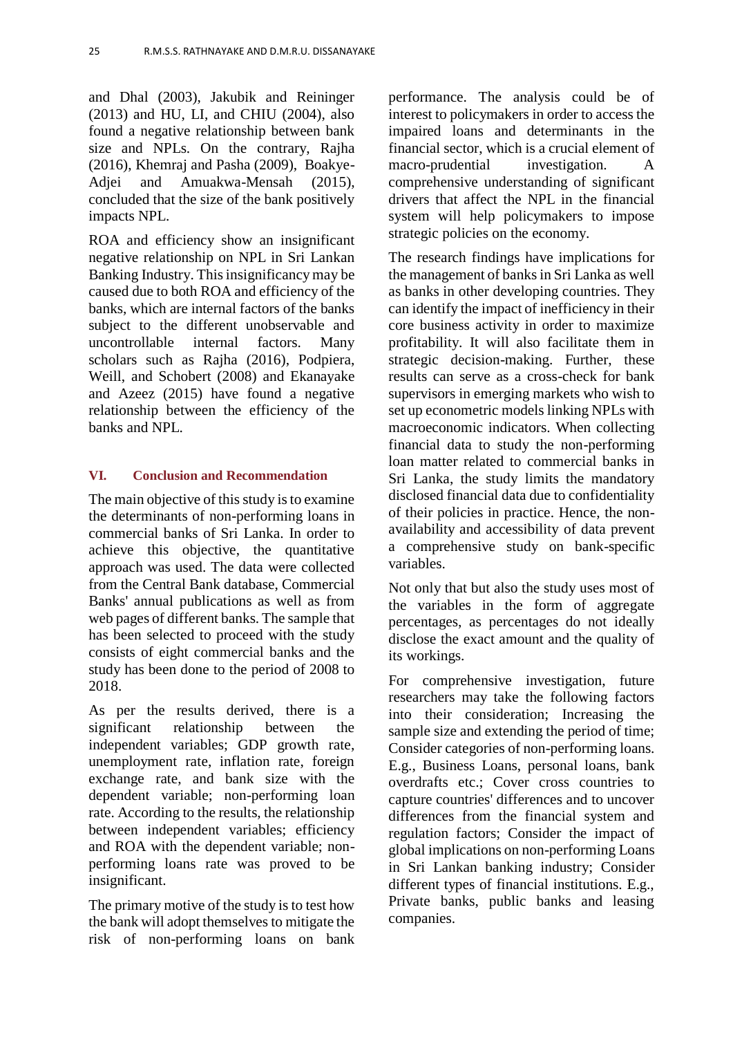and Dhal (2003), Jakubik and Reininger (2013) and HU, LI, and CHIU (2004), also found a negative relationship between bank size and NPLs. On the contrary, Rajha (2016), Khemraj and Pasha (2009), Boakye-Adjei and Amuakwa-Mensah (2015), concluded that the size of the bank positively impacts NPL.

ROA and efficiency show an insignificant negative relationship on NPL in Sri Lankan Banking Industry. This insignificancy may be caused due to both ROA and efficiency of the banks, which are internal factors of the banks subject to the different unobservable and uncontrollable internal factors. Many scholars such as Rajha (2016), Podpiera, Weill, and Schobert (2008) and Ekanayake and Azeez (2015) have found a negative relationship between the efficiency of the banks and NPL.

## VI. Conclusion and Recommendation

The main objective of this study is to examine the determinants of non-performing loans in commercial banks of Sri Lanka. In order to achieve this objective, the quantitative approach was used. The data were collected from the Central Bank database, Commercial Banks' annual publications as well as from web pages of different banks. The sample that has been selected to proceed with the study consists of eight commercial banks and the study has been done to the period of 2008 to 2018.

As per the results derived, there is a significant relationship between the independent variables; GDP growth rate, unemployment rate, inflation rate, foreign exchange rate, and bank size with the dependent variable; non-performing loan rate. According to the results, the relationship between independent variables; efficiency and ROA with the dependent variable; non-performing loans rate was proved to be insignificant.

The primary motive of the study is to test how the bank will adopt themselves to mitigate the risk of non-performing loans on bank performance. The analysis could be of interest to policymakers in order to access the impaired loans and determinants in the financial sector, which is a crucial element of macro-prudential investigation. A comprehensive understanding of significant drivers that affect the NPL in the financial system will help policymakers to impose strategic policies on the economy.

The research findings have implications for the management of banks in Sri Lanka as well as banks in other developing countries. They can identify the impact of inefficiency in their core business activity in order to maximize profitability. It will also facilitate them in strategic decision-making. Further, these results can serve as a cross-check for bank supervisors in emerging markets who wish to set up econometric models linking NPLs with macroeconomic indicators. When collecting financial data to study the non-performing loan matter related to commercial banks in Sri Lanka, the study limits the mandatory disclosed financial data due to confidentiality of their policies in practice. Hence, the non-availability and accessibility of data prevent a comprehensive study on bank-specific variables.

Not only that but also the study uses most of the variables in the form of aggregate percentages, as percentages do not ideally disclose the exact amount and the quality of its workings.

For comprehensive investigation, future researchers may take the following factors into their consideration; Increasing the sample size and extending the period of time; Consider categories of non-performing loans. E.g., Business Loans, personal loans, bank overdrafts etc.; Cover cross countries to capture countries' differences and to uncover differences from the financial system and regulation factors; Consider the impact of global implications on non-performing Loans in Sri Lankan banking industry; Consider different types of financial institutions. E.g., Private banks, public banks and leasing companies.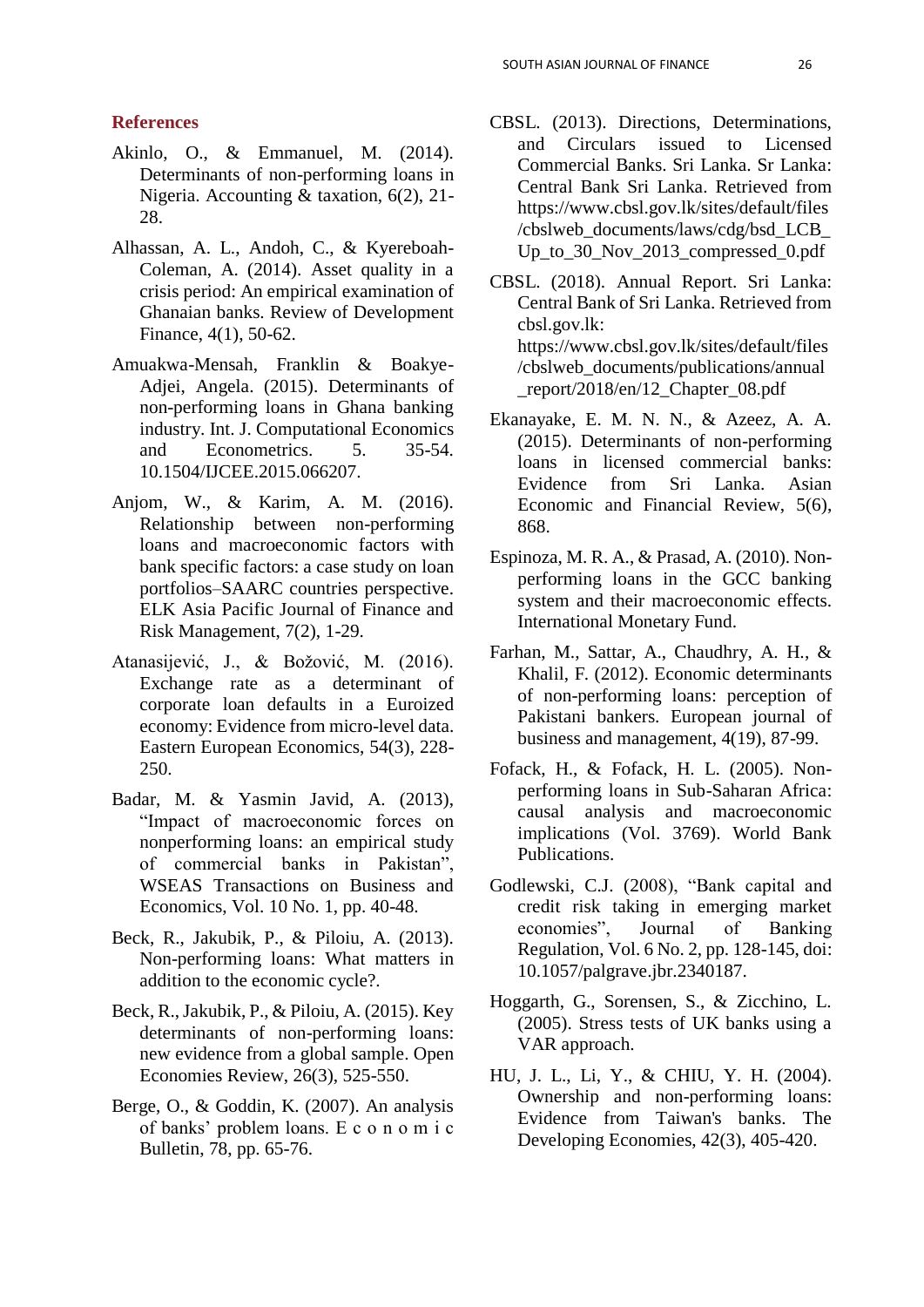## References

Akinlo, O., & Emmanuel, M. (2014). Determinants of non-performing loans in Nigeria. Accounting & taxation, 6(2), 21-28.

Alhassan, A. L., Andoh, C., & Kyereboah-Coleman, A. (2014). Asset quality in a crisis period: An empirical examination of Ghanaian banks. Review of Development Finance, 4(1), 50-62.

Amuakwa-Mensah, Franklin & Boakye-Adjei, Angela. (2015). Determinants of non-performing loans in Ghana banking industry. Int. J. Computational Economics and Econometrics. 5. 35-54. 10.1504/IJCEE.2015.066207.

Anjom, W., & Karim, A. M. (2016). Relationship between non-performing loans and macroeconomic factors with bank specific factors: a case study on loan portfolios–SAARC countries perspective. ELK Asia Pacific Journal of Finance and Risk Management, 7(2), 1-29.

Atanasijević, J., & Božović, M. (2016). Exchange rate as a determinant of corporate loan defaults in a Euroized economy: Evidence from micro-level data. Eastern European Economics, 54(3), 228-250.

Badar, M. & Yasmin Javid, A. (2013), "Impact of macroeconomic forces on nonperforming loans: an empirical study of commercial banks in Pakistan", WSEAS Transactions on Business and Economics, Vol. 10 No. 1, pp. 40-48.

Beck, R., Jakubik, P., & Piloiu, A. (2013). Non-performing loans: What matters in addition to the economic cycle?.

Beck, R., Jakubik, P., & Piloiu, A. (2015). Key determinants of non-performing loans: new evidence from a global sample. Open Economies Review, 26(3), 525-550.

Berge, O., & Goddin, K. (2007). An analysis of banks' problem loans. E c o n o m i c Bulletin, 78, pp. 65-76.

CBSL. (2013). Directions, Determinations, and Circulars issued to Licensed Commercial Banks. Sri Lanka. Sr Lanka: Central Bank Sri Lanka. Retrieved from https://www.cbsl.gov.lk/sites/default/files/cbslweb_documents/laws/cdg/bsd_LCB_Up_to_30_Nov_2013_compressed_0.pdf

CBSL. (2018). Annual Report. Sri Lanka: Central Bank of Sri Lanka. Retrieved from cbsl.gov.lk: https://www.cbsl.gov.lk/sites/default/files/cbslweb_documents/publications/annual_report/2018/en/12_Chapter_08.pdf

Ekanayake, E. M. N. N., & Azeez, A. A. (2015). Determinants of non-performing loans in licensed commercial banks: Evidence from Sri Lanka. Asian Economic and Financial Review, 5(6), 868.

Espinoza, M. R. A., & Prasad, A. (2010). Non-performing loans in the GCC banking system and their macroeconomic effects. International Monetary Fund.

Farhan, M., Sattar, A., Chaudhry, A. H., & Khalil, F. (2012). Economic determinants of non-performing loans: perception of Pakistani bankers. European journal of business and management, 4(19), 87-99.

Fofack, H., & Fofack, H. L. (2005). Non-performing loans in Sub-Saharan Africa: causal analysis and macroeconomic implications (Vol. 3769). World Bank Publications.

Godlewski, C.J. (2008), "Bank capital and credit risk taking in emerging market economies", Journal of Banking Regulation, Vol. 6 No. 2, pp. 128-145, doi: 10.1057/palgrave.jbr.2340187.

Hoggarth, G., Sorensen, S., & Zicchino, L. (2005). Stress tests of UK banks using a VAR approach.

HU, J. L., Li, Y., & CHIU, Y. H. (2004). Ownership and non-performing loans: Evidence from Taiwan's banks. The Developing Economies, 42(3), 405-420.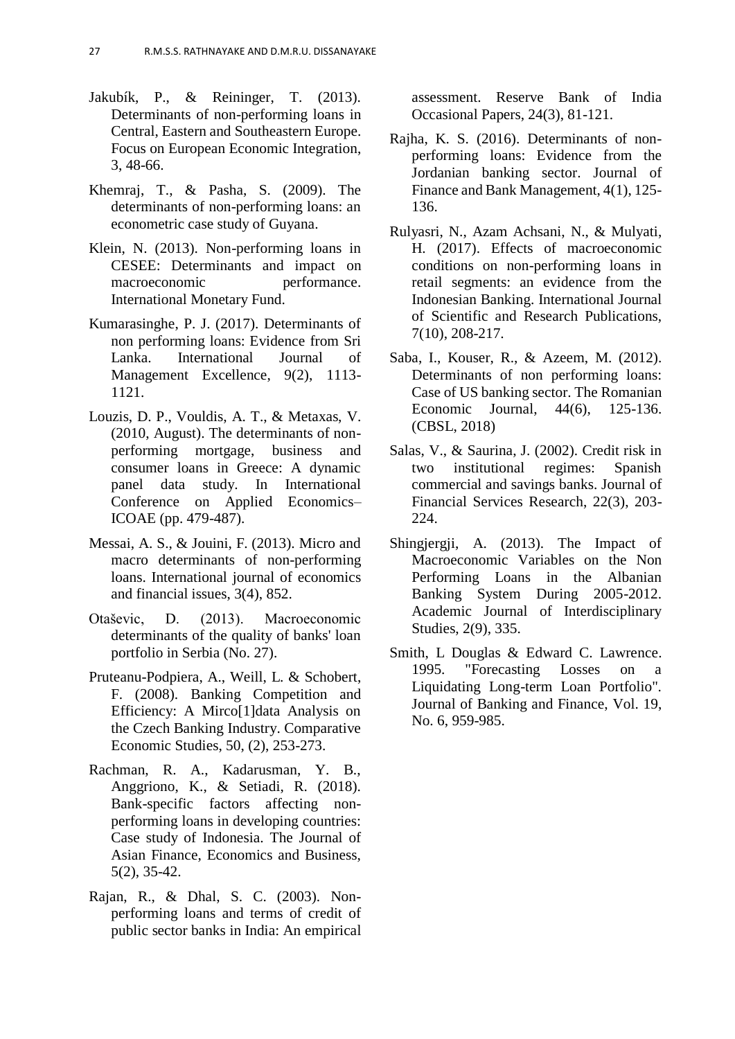Jakubík, P., & Reininger, T. (2013). Determinants of non-performing loans in Central, Eastern and Southeastern Europe. Focus on European Economic Integration, 3, 48-66.

Khemraj, T., & Pasha, S. (2009). The determinants of non-performing loans: an econometric case study of Guyana.

Klein, N. (2013). Non-performing loans in CESEE: Determinants and impact on macroeconomic performance. International Monetary Fund.

Kumarasinghe, P. J. (2017). Determinants of non performing loans: Evidence from Sri Lanka. International Journal of Management Excellence, 9(2), 1113-1121.

Louzis, D. P., Vouldis, A. T., & Metaxas, V. (2010, August). The determinants of non-performing mortgage, business and consumer loans in Greece: A dynamic panel data study. In International Conference on Applied Economics– ICOAE (pp. 479-487).

Messai, A. S., & Jouini, F. (2013). Micro and macro determinants of non-performing loans. International journal of economics and financial issues, 3(4), 852.

Otaševic, D. (2013). Macroeconomic determinants of the quality of banks' loan portfolio in Serbia (No. 27).

Pruteanu-Podpiera, A., Weill, L. & Schobert, F. (2008). Banking Competition and Efficiency: A Mirco[1]data Analysis on the Czech Banking Industry. Comparative Economic Studies, 50, (2), 253-273.

Rachman, R. A., Kadarusman, Y. B., Anggriono, K., & Setiadi, R. (2018). Bank-specific factors affecting non-performing loans in developing countries: Case study of Indonesia. The Journal of Asian Finance, Economics and Business, 5(2), 35-42.

Rajan, R., & Dhal, S. C. (2003). Non-performing loans and terms of credit of public sector banks in India: An empirical assessment. Reserve Bank of India Occasional Papers, 24(3), 81-121.

Rajha, K. S. (2016). Determinants of non-performing loans: Evidence from the Jordanian banking sector. Journal of Finance and Bank Management, 4(1), 125-136.

Rulyasri, N., Azam Achsani, N., & Mulyati, H. (2017). Effects of macroeconomic conditions on non-performing loans in retail segments: an evidence from the Indonesian Banking. International Journal of Scientific and Research Publications, 7(10), 208-217.

Saba, I., Kouser, R., & Azeem, M. (2012). Determinants of non performing loans: Case of US banking sector. The Romanian Economic Journal, 44(6), 125-136. (CBSL, 2018)

Salas, V., & Saurina, J. (2002). Credit risk in two institutional regimes: Spanish commercial and savings banks. Journal of Financial Services Research, 22(3), 203-224.

Shingjergji, A. (2013). The Impact of Macroeconomic Variables on the Non Performing Loans in the Albanian Banking System During 2005-2012. Academic Journal of Interdisciplinary Studies, 2(9), 335.

Smith, L Douglas & Edward C. Lawrence. 1995. "Forecasting Losses on a Liquidating Long-term Loan Portfolio". Journal of Banking and Finance, Vol. 19, No. 6, 959-985.